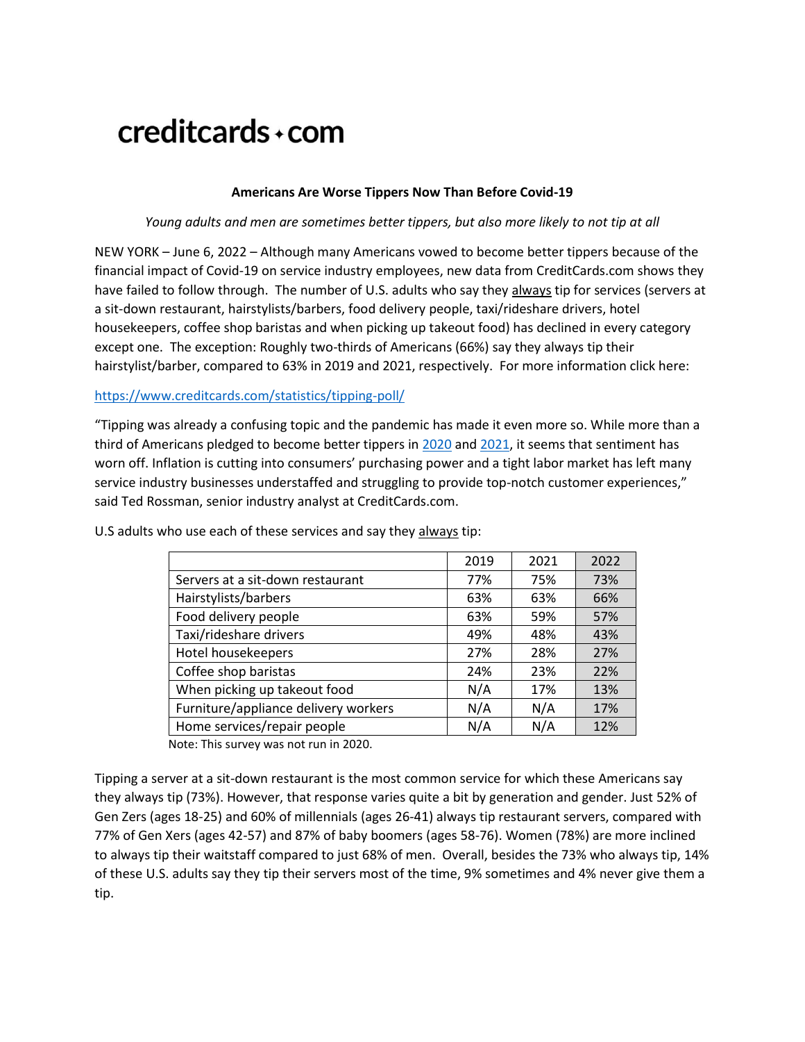# creditcards • com

**Americans Are Worse Tippers Now Than Before Covid-19**

*Young adults and men are sometimes better tippers, but also more likely to not tip at all*

NEW YORK – June 6, 2022 – Although many Americans vowed to become better tippers because of the financial impact of Covid-19 on service industry employees, new data from CreditCards.com shows they have failed to follow through. The number of U.S. adults who say they always tip for services (servers at a sit-down restaurant, hairstylists/barbers, food delivery people, taxi/rideshare drivers, hotel housekeepers, coffee shop baristas and when picking up takeout food) has declined in every category except one. The exception: Roughly two-thirds of Americans (66%) say they always tip their hairstylist/barber, compared to 63% in 2019 and 2021, respectively. For more information click here:

https://www.creditcards.com/statistics/tipping-poll/

"Tipping was already a confusing topic and the pandemic has made it even more so. While more than a third of Americans pledged to become better tippers in 2020 and 2021, it seems that sentiment has worn off. Inflation is cutting into consumers' purchasing power and a tight labor market has left many service industry businesses understaffed and struggling to provide top-notch customer experiences," said Ted Rossman, senior industry analyst at CreditCards.com.

U.S adults who use each of these services and say they always tip:

| | 2019 | 2021 | 2022 |
|---|---|---|---|
| Servers at a sit-down restaurant | 77% | 75% | 73% |
| Hairstylists/barbers | 63% | 63% | 66% |
| Food delivery people | 63% | 59% | 57% |
| Taxi/rideshare drivers | 49% | 48% | 43% |
| Hotel housekeepers | 27% | 28% | 27% |
| Coffee shop baristas | 24% | 23% | 22% |
| When picking up takeout food | N/A | 17% | 13% |
| Furniture/appliance delivery workers | N/A | N/A | 17% |
| Home services/repair people | N/A | N/A | 12% |

Note: This survey was not run in 2020.

Tipping a server at a sit-down restaurant is the most common service for which these Americans say they always tip (73%). However, that response varies quite a bit by generation and gender. Just 52% of Gen Zers (ages 18-25) and 60% of millennials (ages 26-41) always tip restaurant servers, compared with 77% of Gen Xers (ages 42-57) and 87% of baby boomers (ages 58-76). Women (78%) are more inclined to always tip their waitstaff compared to just 68% of men. Overall, besides the 73% who always tip, 14% of these U.S. adults say they tip their servers most of the time, 9% sometimes and 4% never give them a tip.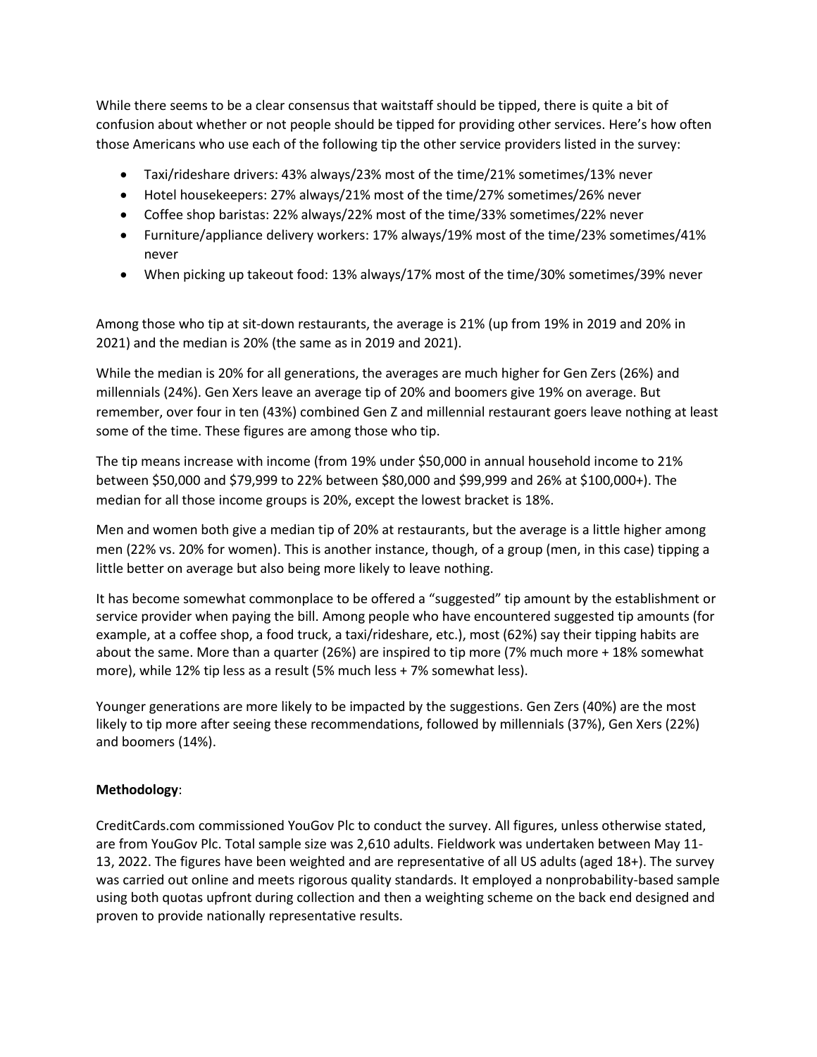While there seems to be a clear consensus that waitstaff should be tipped, there is quite a bit of confusion about whether or not people should be tipped for providing other services. Here's how often those Americans who use each of the following tip the other service providers listed in the survey:

- Taxi/rideshare drivers: 43% always/23% most of the time/21% sometimes/13% never
- Hotel housekeepers: 27% always/21% most of the time/27% sometimes/26% never
- Coffee shop baristas: 22% always/22% most of the time/33% sometimes/22% never
- Furniture/appliance delivery workers: 17% always/19% most of the time/23% sometimes/41% never
- When picking up takeout food: 13% always/17% most of the time/30% sometimes/39% never

Among those who tip at sit-down restaurants, the average is 21% (up from 19% in 2019 and 20% in 2021) and the median is 20% (the same as in 2019 and 2021).

While the median is 20% for all generations, the averages are much higher for Gen Zers (26%) and millennials (24%). Gen Xers leave an average tip of 20% and boomers give 19% on average. But remember, over four in ten (43%) combined Gen Z and millennial restaurant goers leave nothing at least some of the time. These figures are among those who tip.

The tip means increase with income (from 19% under $50,000 in annual household income to 21% between $50,000 and $79,999 to 22% between $80,000 and $99,999 and 26% at $100,000+). The median for all those income groups is 20%, except the lowest bracket is 18%.

Men and women both give a median tip of 20% at restaurants, but the average is a little higher among men (22% vs. 20% for women). This is another instance, though, of a group (men, in this case) tipping a little better on average but also being more likely to leave nothing.

It has become somewhat commonplace to be offered a "suggested" tip amount by the establishment or service provider when paying the bill. Among people who have encountered suggested tip amounts (for example, at a coffee shop, a food truck, a taxi/rideshare, etc.), most (62%) say their tipping habits are about the same. More than a quarter (26%) are inspired to tip more (7% much more + 18% somewhat more), while 12% tip less as a result (5% much less + 7% somewhat less).

Younger generations are more likely to be impacted by the suggestions. Gen Zers (40%) are the most likely to tip more after seeing these recommendations, followed by millennials (37%), Gen Xers (22%) and boomers (14%).

**Methodology**:

CreditCards.com commissioned YouGov Plc to conduct the survey. All figures, unless otherwise stated, are from YouGov Plc. Total sample size was 2,610 adults. Fieldwork was undertaken between May 11-13, 2022. The figures have been weighted and are representative of all US adults (aged 18+). The survey was carried out online and meets rigorous quality standards. It employed a nonprobability-based sample using both quotas upfront during collection and then a weighting scheme on the back end designed and proven to provide nationally representative results.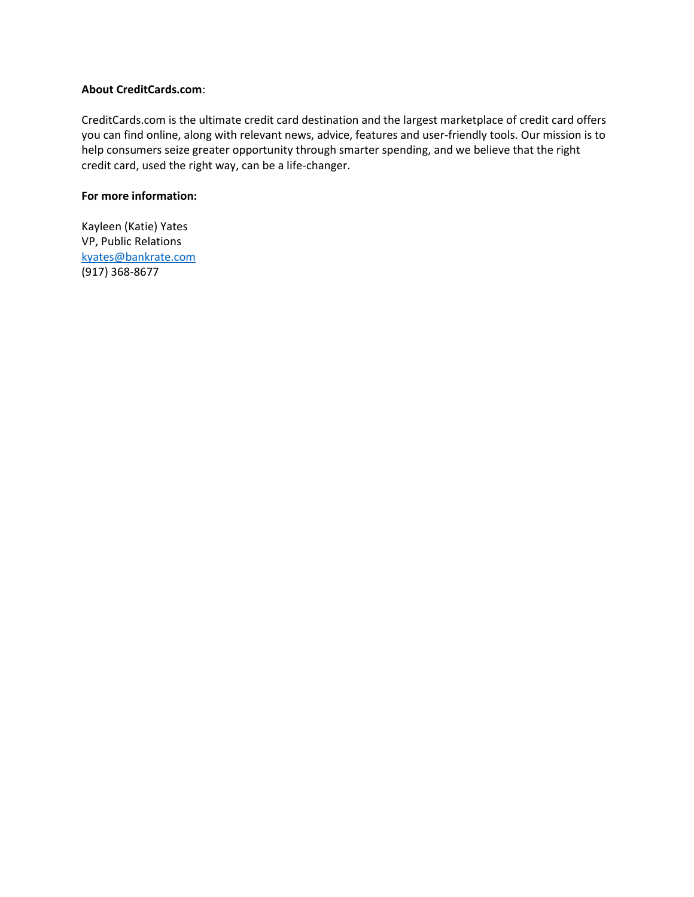**About CreditCards.com**:

CreditCards.com is the ultimate credit card destination and the largest marketplace of credit card offers you can find online, along with relevant news, advice, features and user-friendly tools. Our mission is to help consumers seize greater opportunity through smarter spending, and we believe that the right credit card, used the right way, can be a life-changer.

**For more information:**

Kayleen (Katie) Yates  
VP, Public Relations  
kyates@bankrate.com  
(917) 368-8677